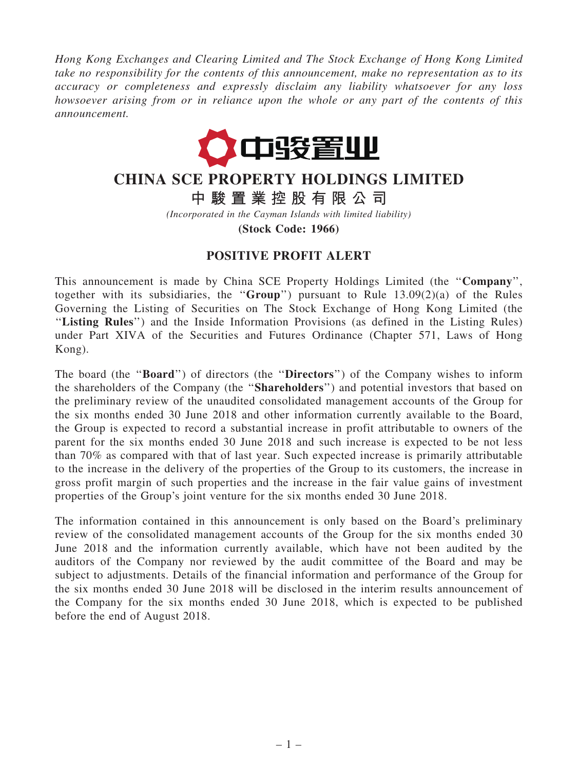*Hong Kong Exchanges and Clearing Limited and The Stock Exchange of Hong Kong Limited take no responsibility for the contents of this announcement, make no representation as to its accuracy or completeness and expressly disclaim any liability whatsoever for any loss howsoever arising from or in reliance upon the whole or any part of the contents of this announcement.*

中駿置业

# CHINA SCE PROPERTY HOLDINGS LIMITED

# 中駿置業控股有限公司

*(Incorporated in the Cayman Islands with limited liability)*

**(Stock Code: 1966)**

## POSITIVE PROFIT ALERT

This announcement is made by China SCE Property Holdings Limited (the "**Company**", together with its subsidiaries, the "**Group**") pursuant to Rule 13.09(2)(a) of the Rules Governing the Listing of Securities on The Stock Exchange of Hong Kong Limited (the "**Listing Rules**") and the Inside Information Provisions (as defined in the Listing Rules) under Part XIVA of the Securities and Futures Ordinance (Chapter 571, Laws of Hong Kong).

The board (the "**Board**") of directors (the "**Directors**") of the Company wishes to inform the shareholders of the Company (the "**Shareholders**") and potential investors that based on the preliminary review of the unaudited consolidated management accounts of the Group for the six months ended 30 June 2018 and other information currently available to the Board, the Group is expected to record a substantial increase in profit attributable to owners of the parent for the six months ended 30 June 2018 and such increase is expected to be not less than 70% as compared with that of last year. Such expected increase is primarily attributable to the increase in the delivery of the properties of the Group to its customers, the increase in gross profit margin of such properties and the increase in the fair value gains of investment properties of the Group's joint venture for the six months ended 30 June 2018.

The information contained in this announcement is only based on the Board's preliminary review of the consolidated management accounts of the Group for the six months ended 30 June 2018 and the information currently available, which have not been audited by the auditors of the Company nor reviewed by the audit committee of the Board and may be subject to adjustments. Details of the financial information and performance of the Group for the six months ended 30 June 2018 will be disclosed in the interim results announcement of the Company for the six months ended 30 June 2018, which is expected to be published before the end of August 2018.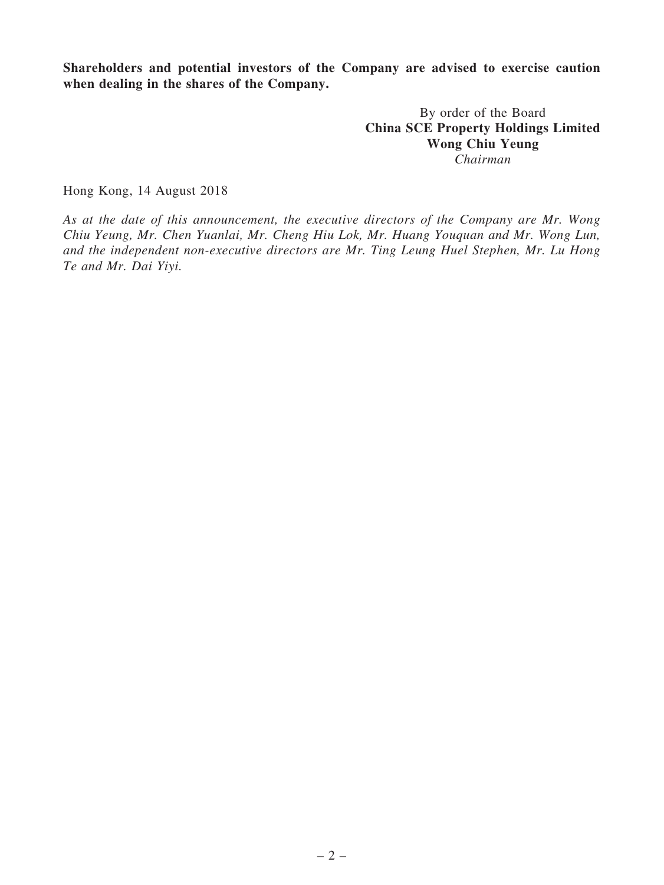**Shareholders and potential investors of the Company are advised to exercise caution when dealing in the shares of the Company.**

By order of the Board
**China SCE Property Holdings Limited**
**Wong Chiu Yeung**
*Chairman*

Hong Kong, 14 August 2018

*As at the date of this announcement, the executive directors of the Company are Mr. Wong Chiu Yeung, Mr. Chen Yuanlai, Mr. Cheng Hiu Lok, Mr. Huang Youquan and Mr. Wong Lun, and the independent non-executive directors are Mr. Ting Leung Huel Stephen, Mr. Lu Hong Te and Mr. Dai Yiyi.*